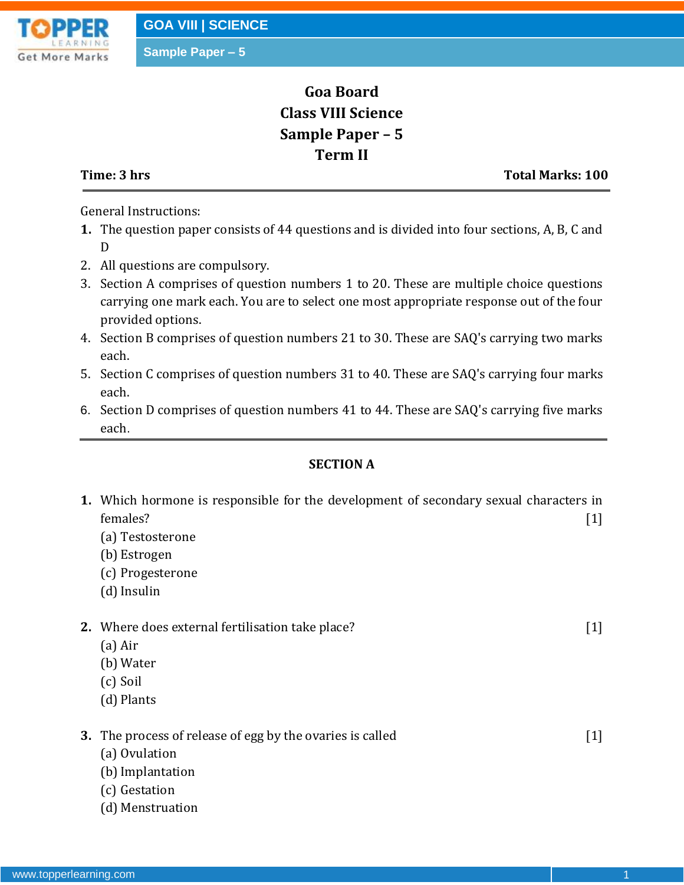# Goa Board
# Class VIII Science
# Sample Paper – 5
# Term II

**Time: 3 hrs** **Total Marks: 100**

General Instructions:

1. The question paper consists of 44 questions and is divided into four sections, A, B, C and D
2. All questions are compulsory.
3. Section A comprises of question numbers 1 to 20. These are multiple choice questions carrying one mark each. You are to select one most appropriate response out of the four provided options.
4. Section B comprises of question numbers 21 to 30. These are SAQ's carrying two marks each.
5. Section C comprises of question numbers 31 to 40. These are SAQ's carrying four marks each.
6. Section D comprises of question numbers 41 to 44. These are SAQ's carrying five marks each.

## SECTION A

**1.** Which hormone is responsible for the development of secondary sexual characters in females? [1]

(a) Testosterone
(b) Estrogen
(c) Progesterone
(d) Insulin

**2.** Where does external fertilisation take place? [1]

(a) Air
(b) Water
(c) Soil
(d) Plants

**3.** The process of release of egg by the ovaries is called [1]

(a) Ovulation
(b) Implantation
(c) Gestation
(d) Menstruation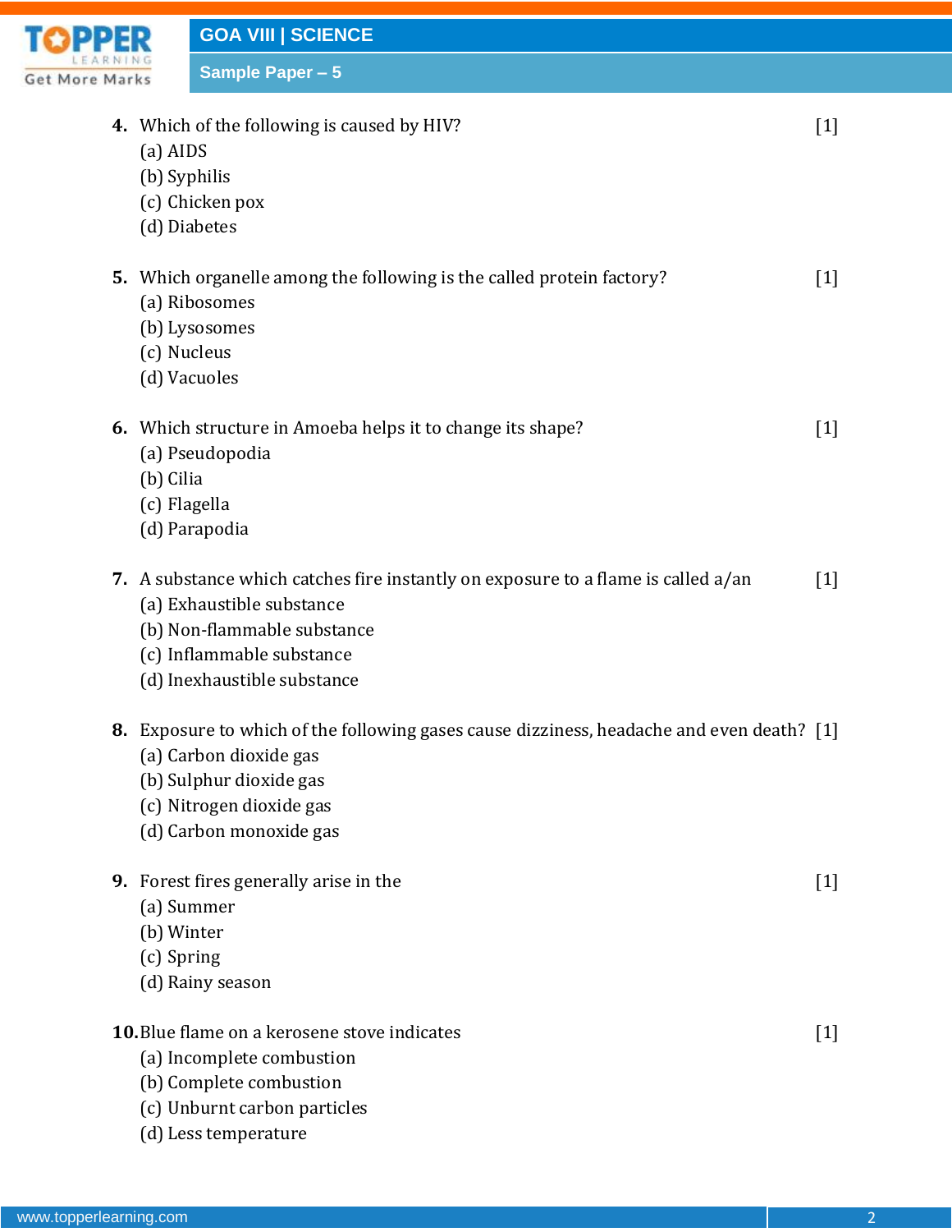**4.** Which of the following is caused by HIV? [1]

(a) AIDS

(b) Syphilis

(c) Chicken pox

(d) Diabetes

**5.** Which organelle among the following is the called protein factory? [1]

(a) Ribosomes

(b) Lysosomes

(c) Nucleus

(d) Vacuoles

**6.** Which structure in Amoeba helps it to change its shape? [1]

(a) Pseudopodia

(b) Cilia

(c) Flagella

(d) Parapodia

**7.** A substance which catches fire instantly on exposure to a flame is called a/an [1]

(a) Exhaustible substance

(b) Non-flammable substance

(c) Inflammable substance

(d) Inexhaustible substance

**8.** Exposure to which of the following gases cause dizziness, headache and even death? [1]

(a) Carbon dioxide gas

(b) Sulphur dioxide gas

(c) Nitrogen dioxide gas

(d) Carbon monoxide gas

**9.** Forest fires generally arise in the [1]

(a) Summer

(b) Winter

(c) Spring

(d) Rainy season

**10.** Blue flame on a kerosene stove indicates [1]

(a) Incomplete combustion

(b) Complete combustion

(c) Unburnt carbon particles

(d) Less temperature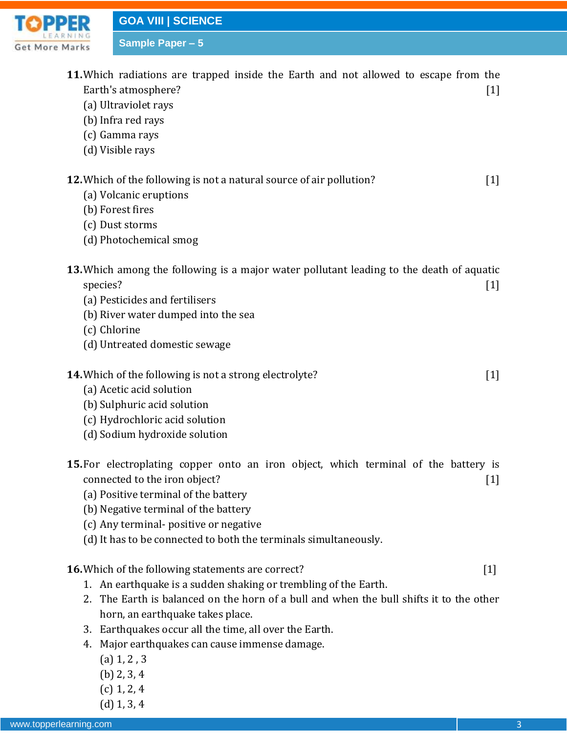**11.** Which radiations are trapped inside the Earth and not allowed to escape from the Earth's atmosphere? [1]

(a) Ultraviolet rays

(b) Infra red rays

(c) Gamma rays

(d) Visible rays

**12.** Which of the following is not a natural source of air pollution? [1]

(a) Volcanic eruptions

(b) Forest fires

(c) Dust storms

(d) Photochemical smog

**13.** Which among the following is a major water pollutant leading to the death of aquatic species? [1]

(a) Pesticides and fertilisers

(b) River water dumped into the sea

(c) Chlorine

(d) Untreated domestic sewage

**14.** Which of the following is not a strong electrolyte? [1]

(a) Acetic acid solution

(b) Sulphuric acid solution

(c) Hydrochloric acid solution

(d) Sodium hydroxide solution

**15.** For electroplating copper onto an iron object, which terminal of the battery is connected to the iron object? [1]

(a) Positive terminal of the battery

(b) Negative terminal of the battery

(c) Any terminal- positive or negative

(d) It has to be connected to both the terminals simultaneously.

**16.** Which of the following statements are correct? [1]

1. An earthquake is a sudden shaking or trembling of the Earth.
2. The Earth is balanced on the horn of a bull and when the bull shifts it to the other horn, an earthquake takes place.
3. Earthquakes occur all the time, all over the Earth.
4. Major earthquakes can cause immense damage.

(a) 1, 2 , 3

(b) 2, 3, 4

(c) 1, 2, 4

(d) 1, 3, 4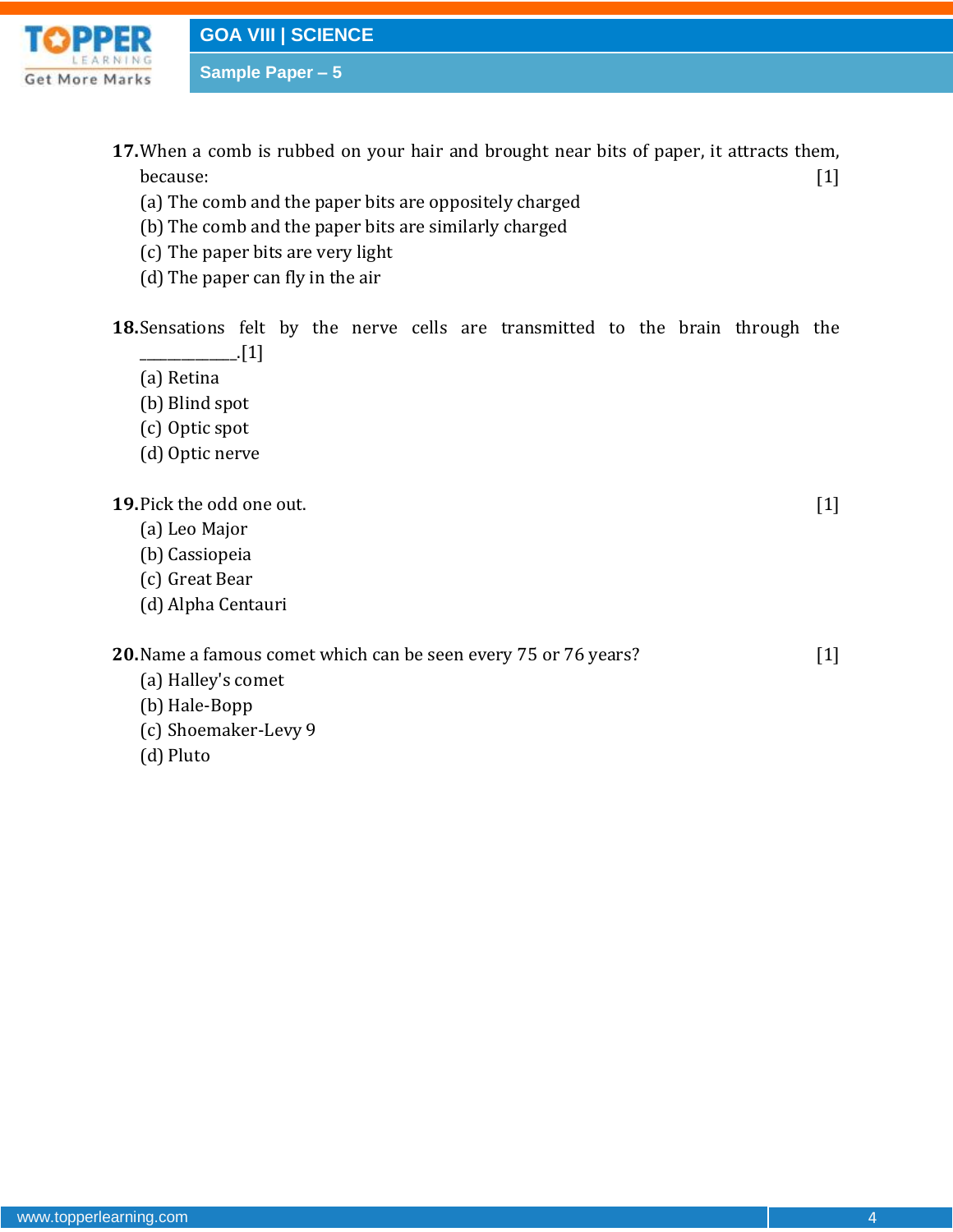**17.** When a comb is rubbed on your hair and brought near bits of paper, it attracts them, because: [1]

(a) The comb and the paper bits are oppositely charged
(b) The comb and the paper bits are similarly charged
(c) The paper bits are very light
(d) The paper can fly in the air

**18.** Sensations felt by the nerve cells are transmitted to the brain through the _____________.[1]

(a) Retina
(b) Blind spot
(c) Optic spot
(d) Optic nerve

**19.** Pick the odd one out. [1]

(a) Leo Major
(b) Cassiopeia
(c) Great Bear
(d) Alpha Centauri

**20.** Name a famous comet which can be seen every 75 or 76 years? [1]

(a) Halley's comet
(b) Hale-Bopp
(c) Shoemaker-Levy 9
(d) Pluto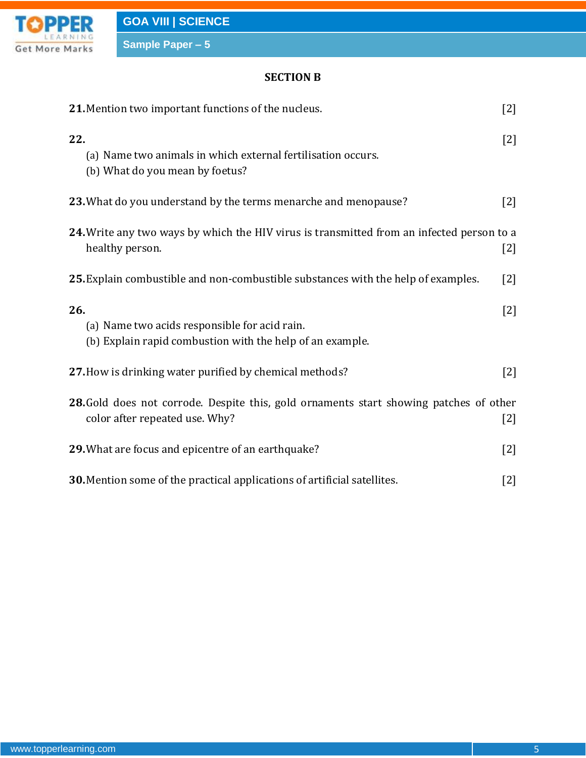## SECTION B

**21.** Mention two important functions of the nucleus. [2]

**22.** [2]

(a) Name two animals in which external fertilisation occurs.

(b) What do you mean by foetus?

**23.** What do you understand by the terms menarche and menopause? [2]

**24.** Write any two ways by which the HIV virus is transmitted from an infected person to a healthy person. [2]

**25.** Explain combustible and non-combustible substances with the help of examples. [2]

**26.** [2]

(a) Name two acids responsible for acid rain.

(b) Explain rapid combustion with the help of an example.

**27.** How is drinking water purified by chemical methods? [2]

**28.** Gold does not corrode. Despite this, gold ornaments start showing patches of other color after repeated use. Why? [2]

**29.** What are focus and epicentre of an earthquake? [2]

**30.** Mention some of the practical applications of artificial satellites. [2]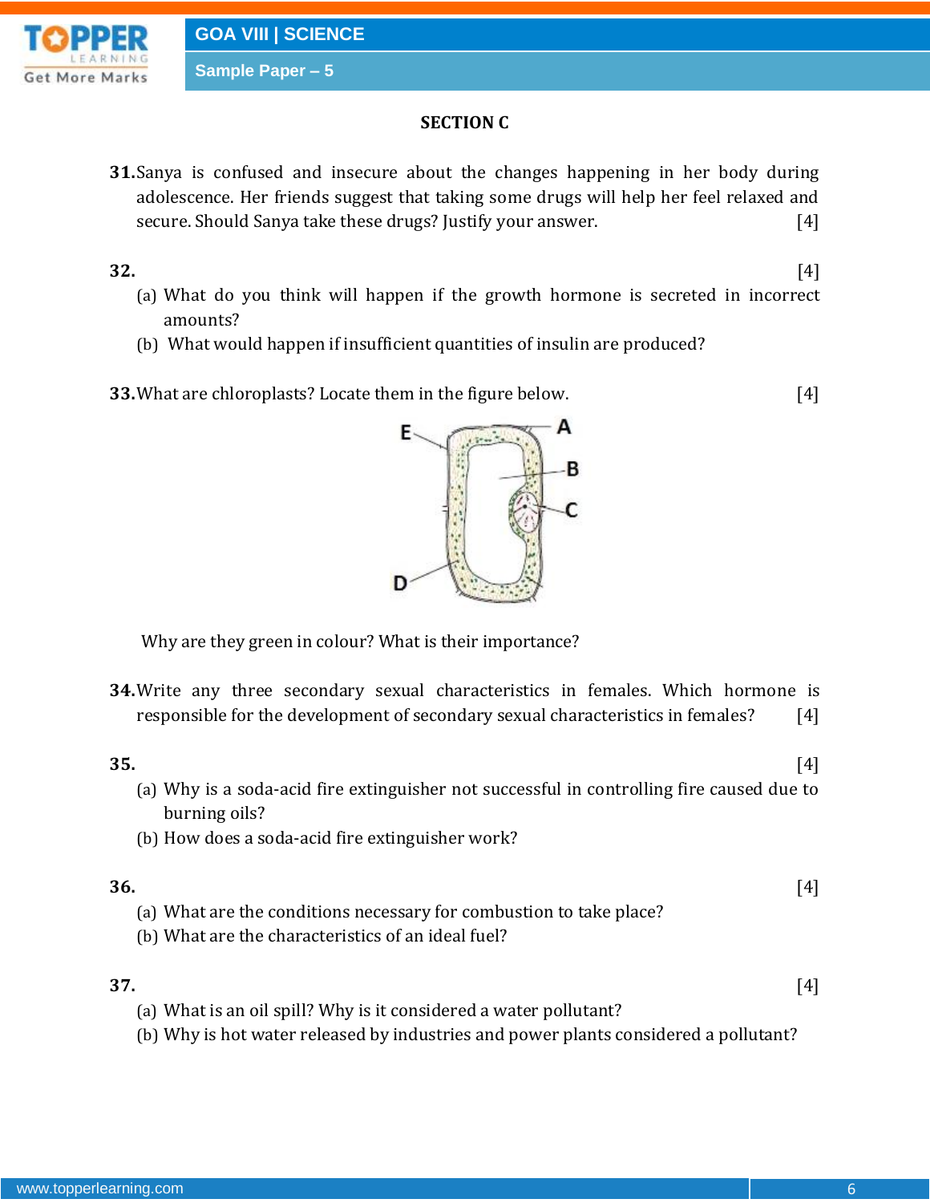## SECTION C

**31.** Sanya is confused and insecure about the changes happening in her body during adolescence. Her friends suggest that taking some drugs will help her feel relaxed and secure. Should Sanya take these drugs? Justify your answer. [4]

**32.** [4]

(a) What do you think will happen if the growth hormone is secreted in incorrect amounts?

(b) What would happen if insufficient quantities of insulin are produced?

**33.** What are chloroplasts? Locate them in the figure below. [4]

E A B C D

Why are they green in colour? What is their importance?

**34.** Write any three secondary sexual characteristics in females. Which hormone is responsible for the development of secondary sexual characteristics in females? [4]

**35.** [4]

(a) Why is a soda-acid fire extinguisher not successful in controlling fire caused due to burning oils?

(b) How does a soda-acid fire extinguisher work?

**36.** [4]

(a) What are the conditions necessary for combustion to take place?

(b) What are the characteristics of an ideal fuel?

**37.** [4]

(a) What is an oil spill? Why is it considered a water pollutant?

(b) Why is hot water released by industries and power plants considered a pollutant?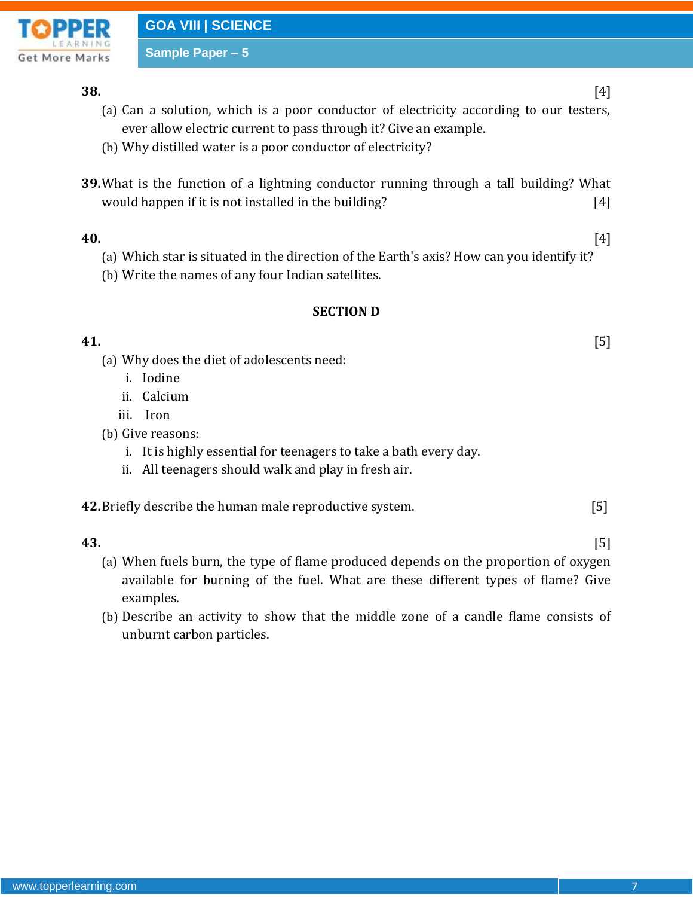**38.** [4]

(a) Can a solution, which is a poor conductor of electricity according to our testers, ever allow electric current to pass through it? Give an example.

(b) Why distilled water is a poor conductor of electricity?

**39.** What is the function of a lightning conductor running through a tall building? What would happen if it is not installed in the building? [4]

**40.** [4]

(a) Which star is situated in the direction of the Earth's axis? How can you identify it?

(b) Write the names of any four Indian satellites.

## SECTION D

**41.** [5]

(a) Why does the diet of adolescents need:

i. Iodine
ii. Calcium
iii. Iron

(b) Give reasons:

i. It is highly essential for teenagers to take a bath every day.
ii. All teenagers should walk and play in fresh air.

**42.** Briefly describe the human male reproductive system. [5]

**43.** [5]

(a) When fuels burn, the type of flame produced depends on the proportion of oxygen available for burning of the fuel. What are these different types of flame? Give examples.

(b) Describe an activity to show that the middle zone of a candle flame consists of unburnt carbon particles.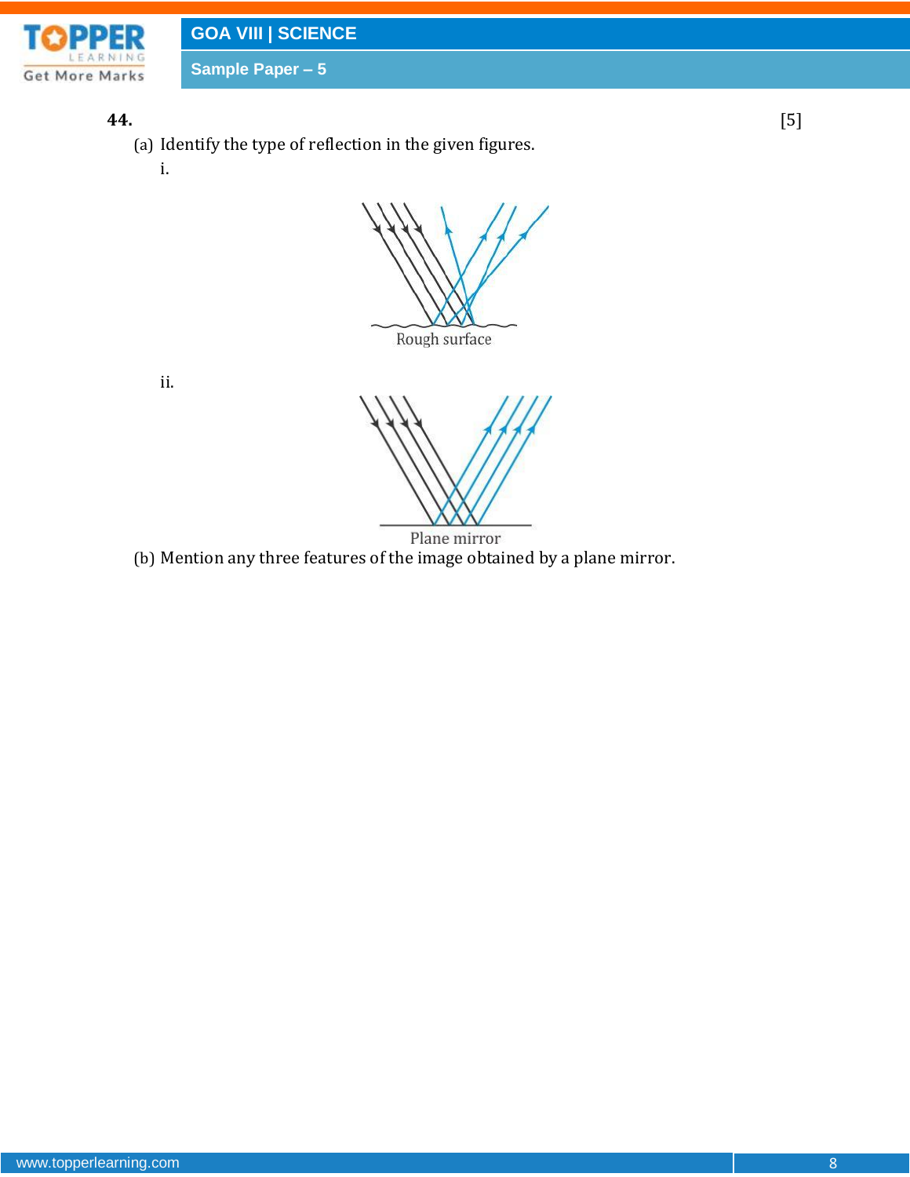**44.** [5]

(a) Identify the type of reflection in the given figures.

i.

Rough surface

ii.

Plane mirror

(b) Mention any three features of the image obtained by a plane mirror.